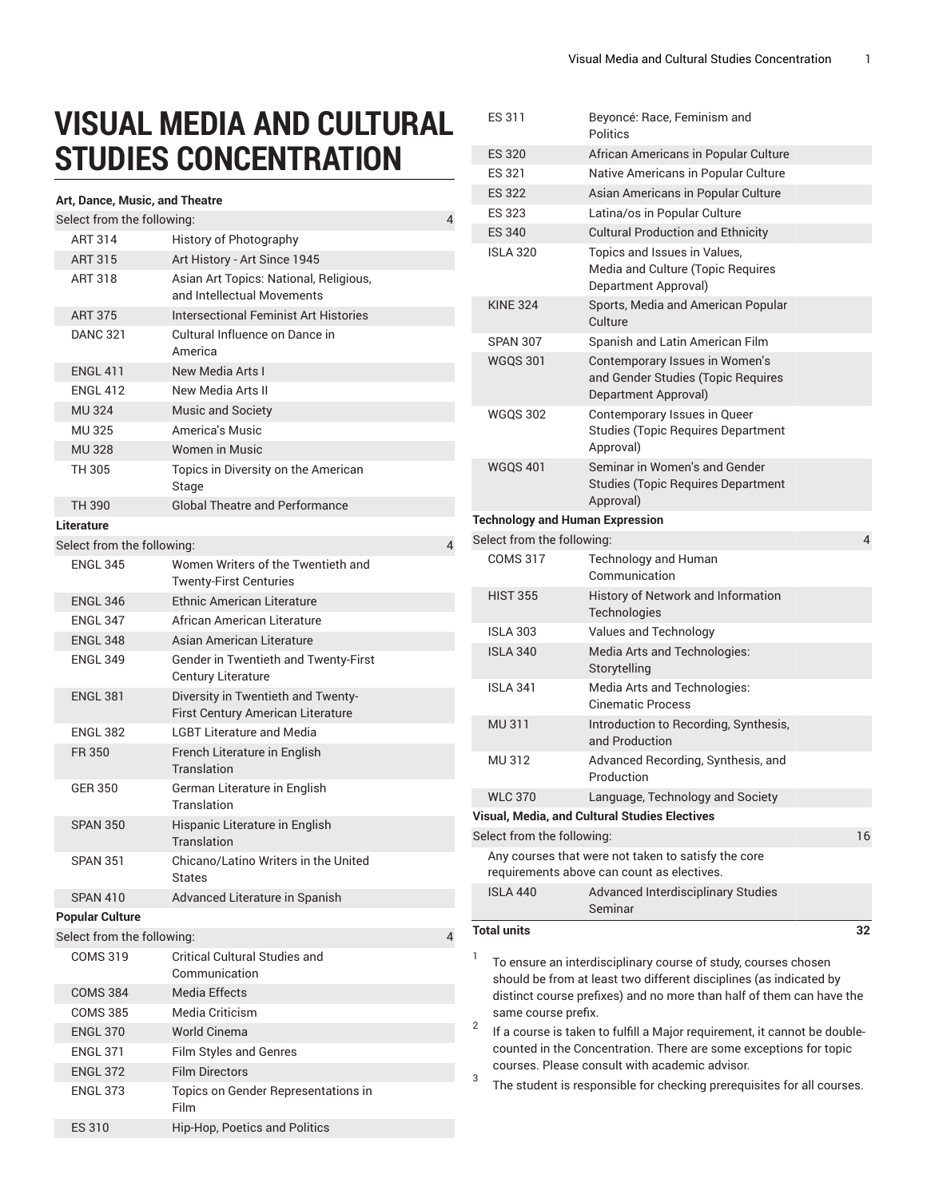# VISUAL MEDIA AND CULTURAL STUDIES CONCENTRATION

| Code | Title | Units |
|---|---|---|
| **Art, Dance, Music, and Theatre** | | |
| Select from the following: | | 4 |
| ART 314 | History of Photography | |
| ART 315 | Art History - Art Since 1945 | |
| ART 318 | Asian Art Topics: National, Religious, and Intellectual Movements | |
| ART 375 | Intersectional Feminist Art Histories | |
| DANC 321 | Cultural Influence on Dance in America | |
| ENGL 411 | New Media Arts I | |
| ENGL 412 | New Media Arts II | |
| MU 324 | Music and Society | |
| MU 325 | America's Music | |
| MU 328 | Women in Music | |
| TH 305 | Topics in Diversity on the American Stage | |
| TH 390 | Global Theatre and Performance | |
| **Literature** | | |
| Select from the following: | | 4 |
| ENGL 345 | Women Writers of the Twentieth and Twenty-First Centuries | |
| ENGL 346 | Ethnic American Literature | |
| ENGL 347 | African American Literature | |
| ENGL 348 | Asian American Literature | |
| ENGL 349 | Gender in Twentieth and Twenty-First Century Literature | |
| ENGL 381 | Diversity in Twentieth and Twenty-First Century American Literature | |
| ENGL 382 | LGBT Literature and Media | |
| FR 350 | French Literature in English Translation | |
| GER 350 | German Literature in English Translation | |
| SPAN 350 | Hispanic Literature in English Translation | |
| SPAN 351 | Chicano/Latino Writers in the United States | |
| SPAN 410 | Advanced Literature in Spanish | |
| **Popular Culture** | | |
| Select from the following: | | 4 |
| COMS 319 | Critical Cultural Studies and Communication | |
| COMS 384 | Media Effects | |
| COMS 385 | Media Criticism | |
| ENGL 370 | World Cinema | |
| ENGL 371 | Film Styles and Genres | |
| ENGL 372 | Film Directors | |
| ENGL 373 | Topics on Gender Representations in Film | |
| ES 310 | Hip-Hop, Poetics and Politics | |
| ES 311 | Beyoncé: Race, Feminism and Politics | |
| ES 320 | African Americans in Popular Culture | |
| ES 321 | Native Americans in Popular Culture | |
| ES 322 | Asian Americans in Popular Culture | |
| ES 323 | Latina/os in Popular Culture | |
| ES 340 | Cultural Production and Ethnicity | |
| ISLA 320 | Topics and Issues in Values, Media and Culture (Topic Requires Department Approval) | |
| KINE 324 | Sports, Media and American Popular Culture | |
| SPAN 307 | Spanish and Latin American Film | |
| WGQS 301 | Contemporary Issues in Women's and Gender Studies (Topic Requires Department Approval) | |
| WGQS 302 | Contemporary Issues in Queer Studies (Topic Requires Department Approval) | |
| WGQS 401 | Seminar in Women's and Gender Studies (Topic Requires Department Approval) | |
| **Technology and Human Expression** | | |
| Select from the following: | | 4 |
| COMS 317 | Technology and Human Communication | |
| HIST 355 | History of Network and Information Technologies | |
| ISLA 303 | Values and Technology | |
| ISLA 340 | Media Arts and Technologies: Storytelling | |
| ISLA 341 | Media Arts and Technologies: Cinematic Process | |
| MU 311 | Introduction to Recording, Synthesis, and Production | |
| MU 312 | Advanced Recording, Synthesis, and Production | |
| WLC 370 | Language, Technology and Society | |
| **Visual, Media, and Cultural Studies Electives** | | |
| Select from the following: | | 16 |
| Any courses that were not taken to satisfy the core requirements above can count as electives. | | |
| ISLA 440 | Advanced Interdisciplinary Studies Seminar | |
| **Total units** | | **32** |

1. To ensure an interdisciplinary course of study, courses chosen should be from at least two different disciplines (as indicated by distinct course prefixes) and no more than half of them can have the same course prefix.
2. If a course is taken to fulfill a Major requirement, it cannot be double-counted in the Concentration. There are some exceptions for topic courses. Please consult with academic advisor.
3. The student is responsible for checking prerequisites for all courses.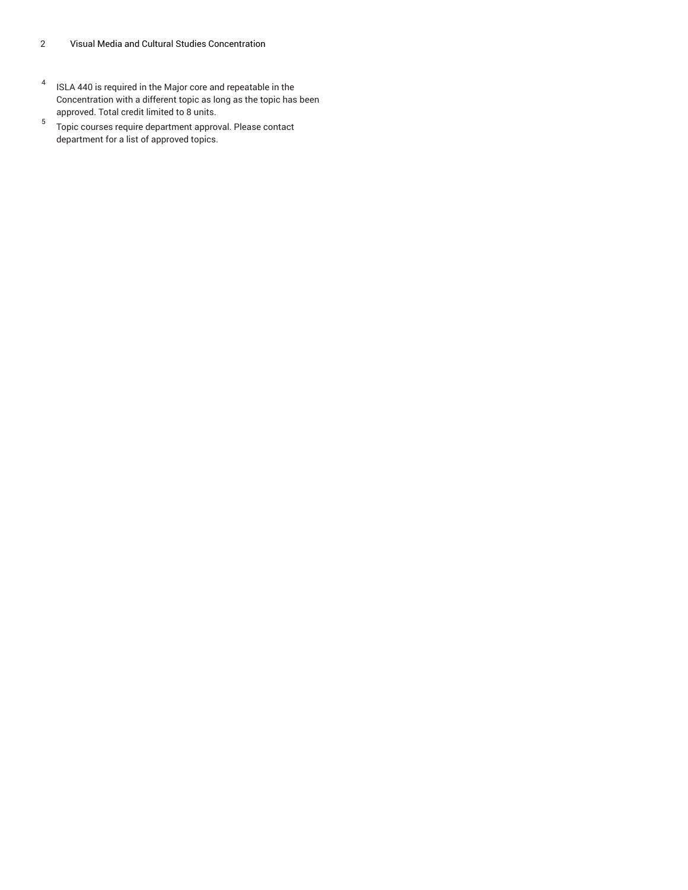[4] ISLA 440 is required in the Major core and repeatable in the Concentration with a different topic as long as the topic has been approved. Total credit limited to 8 units.

[5] Topic courses require department approval. Please contact department for a list of approved topics.